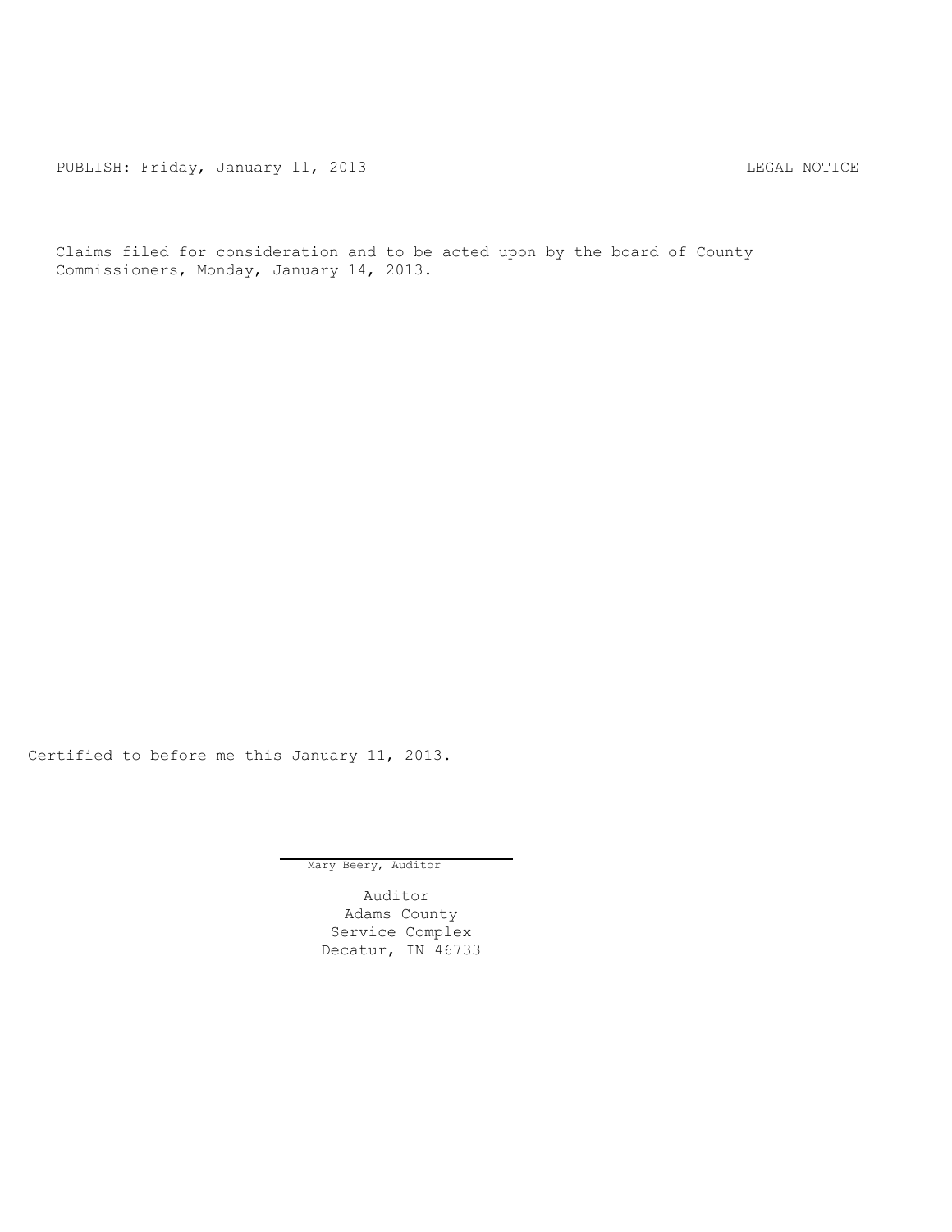PUBLISH: Friday, January 11, 2013 LEGAL NOTICE

Claims filed for consideration and to be acted upon by the board of County Commissioners, Monday, January 14, 2013.

Certified to before me this January 11, 2013.

Mary Beery, Auditor

Auditor
Adams County
Service Complex
Decatur, IN 46733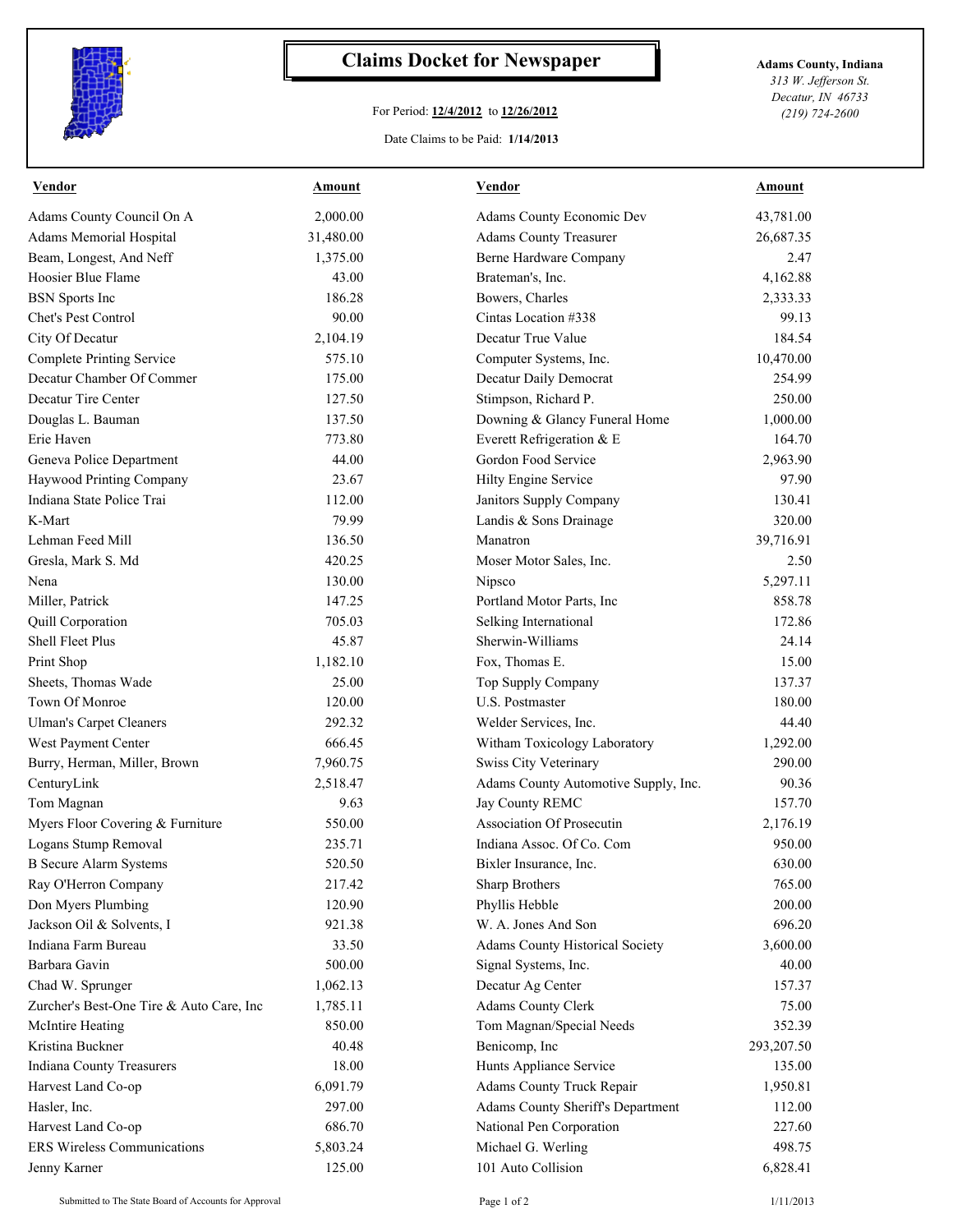# Claims Docket for Newspaper

For Period: **12/4/2012** to **12/26/2012**

Date Claims to be Paid: **1/14/2013**

**Adams County, Indiana**
*313 W. Jefferson St.*
*Decatur, IN 46733*
*(219) 724-2600*

| Vendor | Amount | Vendor | Amount |
|---|---|---|---|
| Adams County Council On A | 2,000.00 | Adams County Economic Dev | 43,781.00 |
| Adams Memorial Hospital | 31,480.00 | Adams County Treasurer | 26,687.35 |
| Beam, Longest, And Neff | 1,375.00 | Berne Hardware Company | 2.47 |
| Hoosier Blue Flame | 43.00 | Brateman's, Inc. | 4,162.88 |
| BSN Sports Inc | 186.28 | Bowers, Charles | 2,333.33 |
| Chet's Pest Control | 90.00 | Cintas Location #338 | 99.13 |
| City Of Decatur | 2,104.19 | Decatur True Value | 184.54 |
| Complete Printing Service | 575.10 | Computer Systems, Inc. | 10,470.00 |
| Decatur Chamber Of Commer | 175.00 | Decatur Daily Democrat | 254.99 |
| Decatur Tire Center | 127.50 | Stimpson, Richard P. | 250.00 |
| Douglas L. Bauman | 137.50 | Downing & Glancy Funeral Home | 1,000.00 |
| Erie Haven | 773.80 | Everett Refrigeration & E | 164.70 |
| Geneva Police Department | 44.00 | Gordon Food Service | 2,963.90 |
| Haywood Printing Company | 23.67 | Hilty Engine Service | 97.90 |
| Indiana State Police Trai | 112.00 | Janitors Supply Company | 130.41 |
| K-Mart | 79.99 | Landis & Sons Drainage | 320.00 |
| Lehman Feed Mill | 136.50 | Manatron | 39,716.91 |
| Gresla, Mark S. Md | 420.25 | Moser Motor Sales, Inc. | 2.50 |
| Nena | 130.00 | Nipsco | 5,297.11 |
| Miller, Patrick | 147.25 | Portland Motor Parts, Inc | 858.78 |
| Quill Corporation | 705.03 | Selking International | 172.86 |
| Shell Fleet Plus | 45.87 | Sherwin-Williams | 24.14 |
| Print Shop | 1,182.10 | Fox, Thomas E. | 15.00 |
| Sheets, Thomas Wade | 25.00 | Top Supply Company | 137.37 |
| Town Of Monroe | 120.00 | U.S. Postmaster | 180.00 |
| Ulman's Carpet Cleaners | 292.32 | Welder Services, Inc. | 44.40 |
| West Payment Center | 666.45 | Witham Toxicology Laboratory | 1,292.00 |
| Burry, Herman, Miller, Brown | 7,960.75 | Swiss City Veterinary | 290.00 |
| CenturyLink | 2,518.47 | Adams County Automotive Supply, Inc. | 90.36 |
| Tom Magnan | 9.63 | Jay County REMC | 157.70 |
| Myers Floor Covering & Furniture | 550.00 | Association Of Prosecutin | 2,176.19 |
| Logans Stump Removal | 235.71 | Indiana Assoc. Of Co. Com | 950.00 |
| B Secure Alarm Systems | 520.50 | Bixler Insurance, Inc. | 630.00 |
| Ray O'Herron Company | 217.42 | Sharp Brothers | 765.00 |
| Don Myers Plumbing | 120.90 | Phyllis Hebble | 200.00 |
| Jackson Oil & Solvents, I | 921.38 | W. A. Jones And Son | 696.20 |
| Indiana Farm Bureau | 33.50 | Adams County Historical Society | 3,600.00 |
| Barbara Gavin | 500.00 | Signal Systems, Inc. | 40.00 |
| Chad W. Sprunger | 1,062.13 | Decatur Ag Center | 157.37 |
| Zurcher's Best-One Tire & Auto Care, Inc | 1,785.11 | Adams County Clerk | 75.00 |
| McIntire Heating | 850.00 | Tom Magnan/Special Needs | 352.39 |
| Kristina Buckner | 40.48 | Benicomp, Inc | 293,207.50 |
| Indiana County Treasurers | 18.00 | Hunts Appliance Service | 135.00 |
| Harvest Land Co-op | 6,091.79 | Adams County Truck Repair | 1,950.81 |
| Hasler, Inc. | 297.00 | Adams County Sheriff's Department | 112.00 |
| Harvest Land Co-op | 686.70 | National Pen Corporation | 227.60 |
| ERS Wireless Communications | 5,803.24 | Michael G. Werling | 498.75 |
| Jenny Karner | 125.00 | 101 Auto Collision | 6,828.41 |

Submitted to The State Board of Accounts for Approval 1/11/2013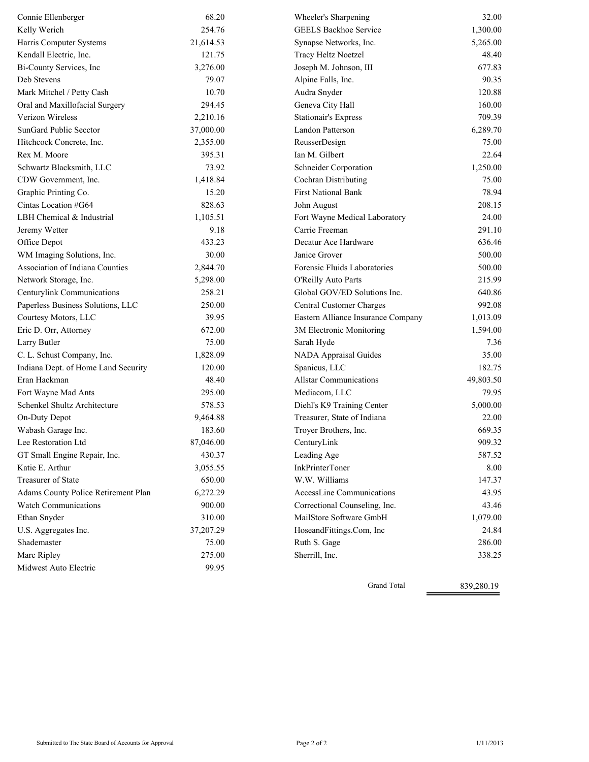| | | | |
|---|---|---|---|
| Connie Ellenberger | 68.20 | Wheeler's Sharpening | 32.00 |
| Kelly Werich | 254.76 | GEELS Backhoe Service | 1,300.00 |
| Harris Computer Systems | 21,614.53 | Synapse Networks, Inc. | 5,265.00 |
| Kendall Electric, Inc. | 121.75 | Tracy Heltz Noetzel | 48.40 |
| Bi-County Services, Inc | 3,276.00 | Joseph M. Johnson, III | 677.83 |
| Deb Stevens | 79.07 | Alpine Falls, Inc. | 90.35 |
| Mark Mitchel / Petty Cash | 10.70 | Audra Snyder | 120.88 |
| Oral and Maxillofacial Surgery | 294.45 | Geneva City Hall | 160.00 |
| Verizon Wireless | 2,210.16 | Stationair's Express | 709.39 |
| SunGard Public Secctor | 37,000.00 | Landon Patterson | 6,289.70 |
| Hitchcock Concrete, Inc. | 2,355.00 | ReusserDesign | 75.00 |
| Rex M. Moore | 395.31 | Ian M. Gilbert | 22.64 |
| Schwartz Blacksmith, LLC | 73.92 | Schneider Corporation | 1,250.00 |
| CDW Government, Inc. | 1,418.84 | Cochran Distributing | 75.00 |
| Graphic Printing Co. | 15.20 | First National Bank | 78.94 |
| Cintas Location #G64 | 828.63 | John August | 208.15 |
| LBH Chemical & Industrial | 1,105.51 | Fort Wayne Medical Laboratory | 24.00 |
| Jeremy Wetter | 9.18 | Carrie Freeman | 291.10 |
| Office Depot | 433.23 | Decatur Ace Hardware | 636.46 |
| WM Imaging Solutions, Inc. | 30.00 | Janice Grover | 500.00 |
| Association of Indiana Counties | 2,844.70 | Forensic Fluids Laboratories | 500.00 |
| Network Storage, Inc. | 5,298.00 | O'Reilly Auto Parts | 215.99 |
| Centurylink Communications | 258.21 | Global GOV/ED Solutions Inc. | 640.86 |
| Paperless Business Solutions, LLC | 250.00 | Central Customer Charges | 992.08 |
| Courtesy Motors, LLC | 39.95 | Eastern Alliance Insurance Company | 1,013.09 |
| Eric D. Orr, Attorney | 672.00 | 3M Electronic Monitoring | 1,594.00 |
| Larry Butler | 75.00 | Sarah Hyde | 7.36 |
| C. L. Schust Company, Inc. | 1,828.09 | NADA Appraisal Guides | 35.00 |
| Indiana Dept. of Home Land Security | 120.00 | Spanicus, LLC | 182.75 |
| Eran Hackman | 48.40 | Allstar Communications | 49,803.50 |
| Fort Wayne Mad Ants | 295.00 | Mediacom, LLC | 79.95 |
| Schenkel Shultz Architecture | 578.53 | Diehl's K9 Training Center | 5,000.00 |
| On-Duty Depot | 9,464.88 | Treasurer, State of Indiana | 22.00 |
| Wabash Garage Inc. | 183.60 | Troyer Brothers, Inc. | 669.35 |
| Lee Restoration Ltd | 87,046.00 | CenturyLink | 909.32 |
| GT Small Engine Repair, Inc. | 430.37 | Leading Age | 587.52 |
| Katie E. Arthur | 3,055.55 | InkPrinterToner | 8.00 |
| Treasurer of State | 650.00 | W.W. Williams | 147.37 |
| Adams County Police Retirement Plan | 6,272.29 | AccessLine Communications | 43.95 |
| Watch Communications | 900.00 | Correctional Counseling, Inc. | 43.46 |
| Ethan Snyder | 310.00 | MailStore Software GmbH | 1,079.00 |
| U.S. Aggregates Inc. | 37,207.29 | HoseandFittings.Com, Inc | 24.84 |
| Shademaster | 75.00 | Ruth S. Gage | 286.00 |
| Marc Ripley | 275.00 | Sherrill, Inc. | 338.25 |
| Midwest Auto Electric | 99.95 | | |
| | | Grand Total | 839,280.19 |

Submitted to The State Board of Accounts for Approval

1/11/2013